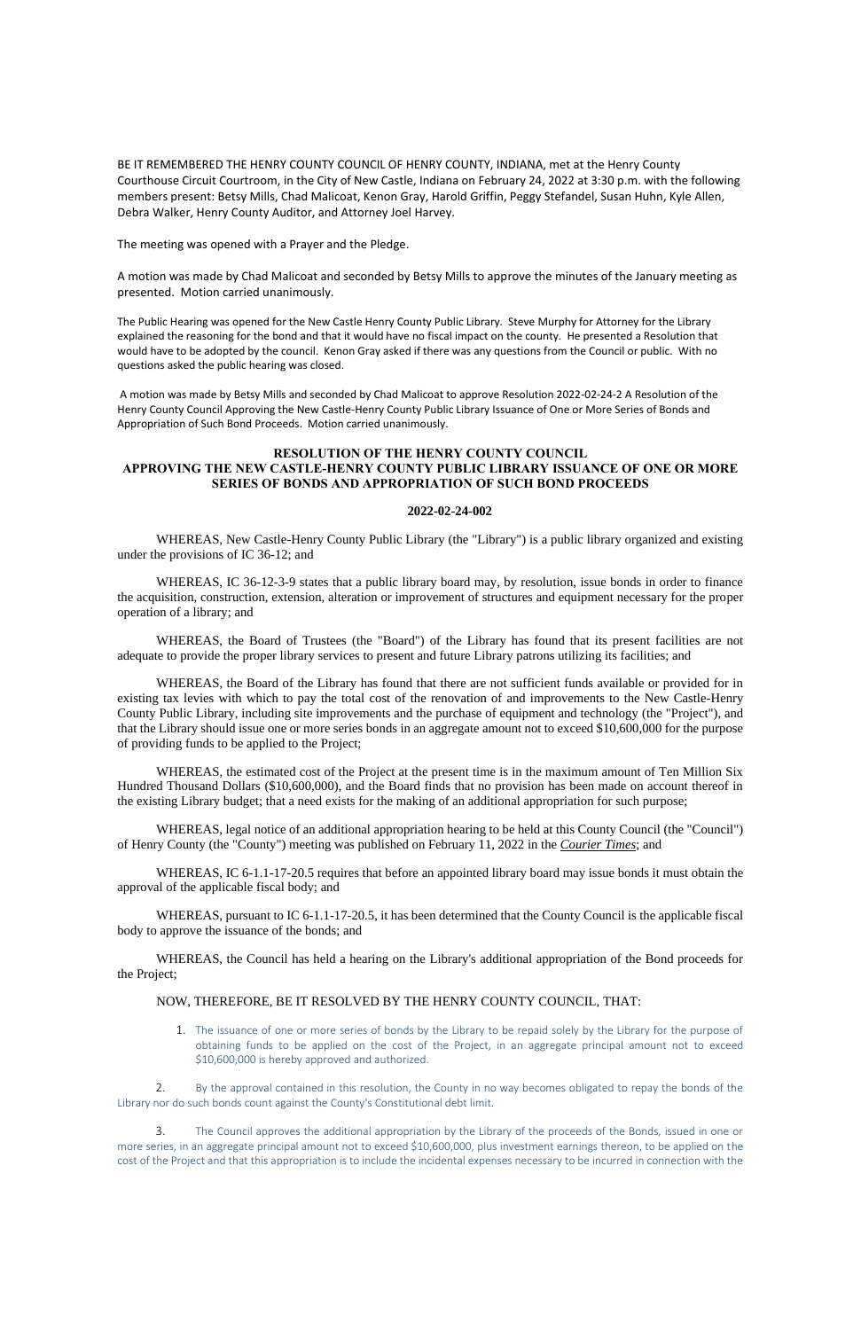BE IT REMEMBERED THE HENRY COUNTY COUNCIL OF HENRY COUNTY, INDIANA, met at the Henry County Courthouse Circuit Courtroom, in the City of New Castle, Indiana on February 24, 2022 at 3:30 p.m. with the following members present: Betsy Mills, Chad Malicoat, Kenon Gray, Harold Griffin, Peggy Stefandel, Susan Huhn, Kyle Allen, Debra Walker, Henry County Auditor, and Attorney Joel Harvey.

The meeting was opened with a Prayer and the Pledge.

A motion was made by Chad Malicoat and seconded by Betsy Mills to approve the minutes of the January meeting as presented. Motion carried unanimously.

The Public Hearing was opened for the New Castle Henry County Public Library. Steve Murphy for Attorney for the Library explained the reasoning for the bond and that it would have no fiscal impact on the county. He presented a Resolution that would have to be adopted by the council. Kenon Gray asked if there was any questions from the Council or public. With no questions asked the public hearing was closed.

A motion was made by Betsy Mills and seconded by Chad Malicoat to approve Resolution 2022-02-24-2 A Resolution of the Henry County Council Approving the New Castle-Henry County Public Library Issuance of One or More Series of Bonds and Appropriation of Such Bond Proceeds. Motion carried unanimously.

**RESOLUTION OF THE HENRY COUNTY COUNCIL APPROVING THE NEW CASTLE-HENRY COUNTY PUBLIC LIBRARY ISSUANCE OF ONE OR MORE SERIES OF BONDS AND APPROPRIATION OF SUCH BOND PROCEEDS**

**2022-02-24-002**

WHEREAS, New Castle-Henry County Public Library (the "Library") is a public library organized and existing under the provisions of IC 36-12; and

WHEREAS, IC 36-12-3-9 states that a public library board may, by resolution, issue bonds in order to finance the acquisition, construction, extension, alteration or improvement of structures and equipment necessary for the proper operation of a library; and

WHEREAS, the Board of Trustees (the "Board") of the Library has found that its present facilities are not adequate to provide the proper library services to present and future Library patrons utilizing its facilities; and

WHEREAS, the Board of the Library has found that there are not sufficient funds available or provided for in existing tax levies with which to pay the total cost of the renovation of and improvements to the New Castle-Henry County Public Library, including site improvements and the purchase of equipment and technology (the "Project"), and that the Library should issue one or more series bonds in an aggregate amount not to exceed $10,600,000 for the purpose of providing funds to be applied to the Project;

WHEREAS, the estimated cost of the Project at the present time is in the maximum amount of Ten Million Six Hundred Thousand Dollars ($10,600,000), and the Board finds that no provision has been made on account thereof in the existing Library budget; that a need exists for the making of an additional appropriation for such purpose;

WHEREAS, legal notice of an additional appropriation hearing to be held at this County Council (the "Council") of Henry County (the "County") meeting was published on February 11, 2022 in the ***Courier Times***; and

WHEREAS, IC 6-1.1-17-20.5 requires that before an appointed library board may issue bonds it must obtain the approval of the applicable fiscal body; and

WHEREAS, pursuant to IC 6-1.1-17-20.5, it has been determined that the County Council is the applicable fiscal body to approve the issuance of the bonds; and

WHEREAS, the Council has held a hearing on the Library's additional appropriation of the Bond proceeds for the Project;

NOW, THEREFORE, BE IT RESOLVED BY THE HENRY COUNTY COUNCIL, THAT:

1. The issuance of one or more series of bonds by the Library to be repaid solely by the Library for the purpose of obtaining funds to be applied on the cost of the Project, in an aggregate principal amount not to exceed $10,600,000 is hereby approved and authorized.

2. By the approval contained in this resolution, the County in no way becomes obligated to repay the bonds of the Library nor do such bonds count against the County's Constitutional debt limit.

3. The Council approves the additional appropriation by the Library of the proceeds of the Bonds, issued in one or more series, in an aggregate principal amount not to exceed $10,600,000, plus investment earnings thereon, to be applied on the cost of the Project and that this appropriation is to include the incidental expenses necessary to be incurred in connection with the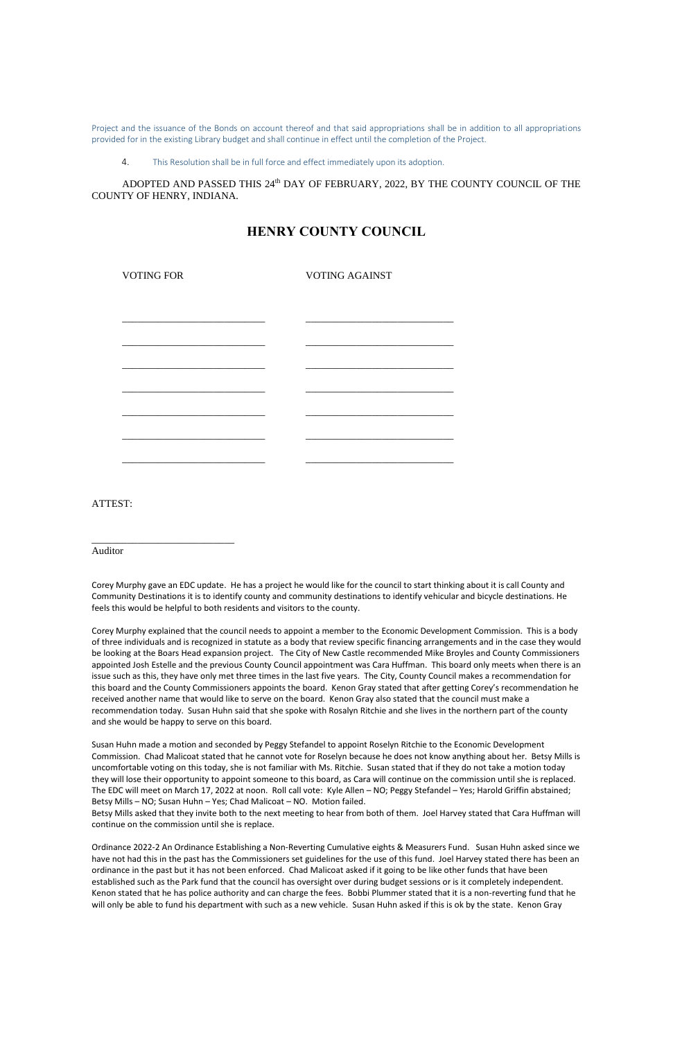Project and the issuance of the Bonds on account thereof and that said appropriations shall be in addition to all appropriations provided for in the existing Library budget and shall continue in effect until the completion of the Project.

4. This Resolution shall be in full force and effect immediately upon its adoption.

ADOPTED AND PASSED THIS 24th DAY OF FEBRUARY, 2022, BY THE COUNTY COUNCIL OF THE COUNTY OF HENRY, INDIANA.

## HENRY COUNTY COUNCIL

| VOTING FOR | VOTING AGAINST |
|---|---|
| \_\_\_\_\_\_\_\_\_\_\_\_\_\_\_\_\_\_\_\_\_\_\_\_\_\_\_ | \_\_\_\_\_\_\_\_\_\_\_\_\_\_\_\_\_\_\_\_\_\_\_\_\_\_\_ |
| \_\_\_\_\_\_\_\_\_\_\_\_\_\_\_\_\_\_\_\_\_\_\_\_\_\_\_ | \_\_\_\_\_\_\_\_\_\_\_\_\_\_\_\_\_\_\_\_\_\_\_\_\_\_\_ |
| \_\_\_\_\_\_\_\_\_\_\_\_\_\_\_\_\_\_\_\_\_\_\_\_\_\_\_ | \_\_\_\_\_\_\_\_\_\_\_\_\_\_\_\_\_\_\_\_\_\_\_\_\_\_\_ |
| \_\_\_\_\_\_\_\_\_\_\_\_\_\_\_\_\_\_\_\_\_\_\_\_\_\_\_ | \_\_\_\_\_\_\_\_\_\_\_\_\_\_\_\_\_\_\_\_\_\_\_\_\_\_\_ |
| \_\_\_\_\_\_\_\_\_\_\_\_\_\_\_\_\_\_\_\_\_\_\_\_\_\_\_ | \_\_\_\_\_\_\_\_\_\_\_\_\_\_\_\_\_\_\_\_\_\_\_\_\_\_\_ |
| \_\_\_\_\_\_\_\_\_\_\_\_\_\_\_\_\_\_\_\_\_\_\_\_\_\_\_ | \_\_\_\_\_\_\_\_\_\_\_\_\_\_\_\_\_\_\_\_\_\_\_\_\_\_\_ |
| \_\_\_\_\_\_\_\_\_\_\_\_\_\_\_\_\_\_\_\_\_\_\_\_\_\_\_ | \_\_\_\_\_\_\_\_\_\_\_\_\_\_\_\_\_\_\_\_\_\_\_\_\_\_\_ |

ATTEST:

\_\_\_\_\_\_\_\_\_\_\_\_\_\_\_\_\_\_\_\_\_\_\_\_\_\_\_

Auditor

Corey Murphy gave an EDC update. He has a project he would like for the council to start thinking about it is call County and Community Destinations it is to identify county and community destinations to identify vehicular and bicycle destinations. He feels this would be helpful to both residents and visitors to the county.

Corey Murphy explained that the council needs to appoint a member to the Economic Development Commission. This is a body of three individuals and is recognized in statute as a body that review specific financing arrangements and in the case they would be looking at the Boars Head expansion project. The City of New Castle recommended Mike Broyles and County Commissioners appointed Josh Estelle and the previous County Council appointment was Cara Huffman. This board only meets when there is an issue such as this, they have only met three times in the last five years. The City, County Council makes a recommendation for this board and the County Commissioners appoints the board. Kenon Gray stated that after getting Corey's recommendation he received another name that would like to serve on the board. Kenon Gray also stated that the council must make a recommendation today. Susan Huhn said that she spoke with Rosalyn Ritchie and she lives in the northern part of the county and she would be happy to serve on this board.

Susan Huhn made a motion and seconded by Peggy Stefandel to appoint Roselyn Ritchie to the Economic Development Commission. Chad Malicoat stated that he cannot vote for Roselyn because he does not know anything about her. Betsy Mills is uncomfortable voting on this today, she is not familiar with Ms. Ritchie. Susan stated that if they do not take a motion today they will lose their opportunity to appoint someone to this board, as Cara will continue on the commission until she is replaced. The EDC will meet on March 17, 2022 at noon. Roll call vote: Kyle Allen – NO; Peggy Stefandel – Yes; Harold Griffin abstained; Betsy Mills – NO; Susan Huhn – Yes; Chad Malicoat – NO. Motion failed.
Betsy Mills asked that they invite both to the next meeting to hear from both of them. Joel Harvey stated that Cara Huffman will continue on the commission until she is replace.

Ordinance 2022-2 An Ordinance Establishing a Non-Reverting Cumulative eights & Measurers Fund. Susan Huhn asked since we have not had this in the past has the Commissioners set guidelines for the use of this fund. Joel Harvey stated there has been an ordinance in the past but it has not been enforced. Chad Malicoat asked if it going to be like other funds that have been established such as the Park fund that the council has oversight over during budget sessions or is it completely independent. Kenon stated that he has police authority and can charge the fees. Bobbi Plummer stated that it is a non-reverting fund that he will only be able to fund his department with such as a new vehicle. Susan Huhn asked if this is ok by the state. Kenon Gray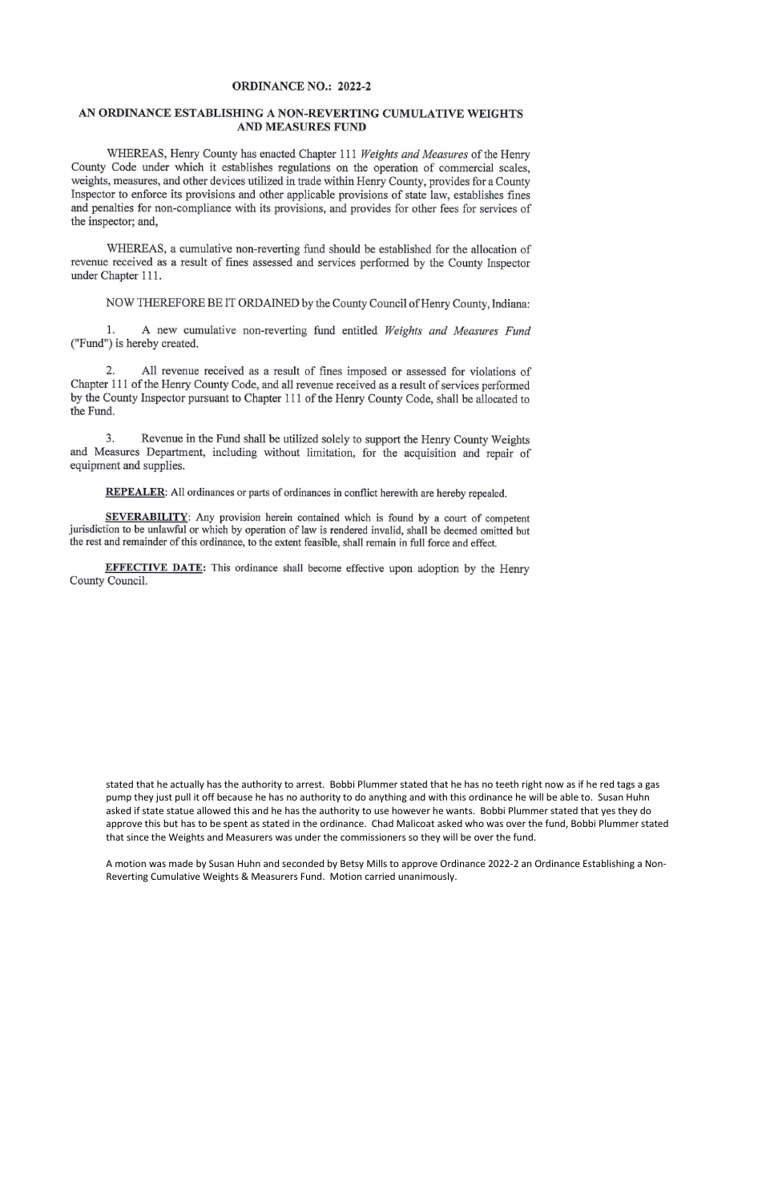## ORDINANCE NO.: 2022-2

## AN ORDINANCE ESTABLISHING A NON-REVERTING CUMULATIVE WEIGHTS AND MEASURES FUND

WHEREAS, Henry County has enacted Chapter 111 *Weights and Measures* of the Henry County Code under which it establishes regulations on the operation of commercial scales, weights, measures, and other devices utilized in trade within Henry County, provides for a County Inspector to enforce its provisions and other applicable provisions of state law, establishes fines and penalties for non-compliance with its provisions, and provides for other fees for services of the inspector; and,

WHEREAS, a cumulative non-reverting fund should be established for the allocation of revenue received as a result of fines assessed and services performed by the County Inspector under Chapter 111.

NOW THEREFORE BE IT ORDAINED by the County Council of Henry County, Indiana:

1. A new cumulative non-reverting fund entitled *Weights and Measures Fund* ("Fund") is hereby created.

2. All revenue received as a result of fines imposed or assessed for violations of Chapter 111 of the Henry County Code, and all revenue received as a result of services performed by the County Inspector pursuant to Chapter 111 of the Henry County Code, shall be allocated to the Fund.

3. Revenue in the Fund shall be utilized solely to support the Henry County Weights and Measures Department, including without limitation, for the acquisition and repair of equipment and supplies.

**REPEALER**: All ordinances or parts of ordinances in conflict herewith are hereby repealed.

**SEVERABILITY**: Any provision herein contained which is found by a court of competent jurisdiction to be unlawful or which by operation of law is rendered invalid, shall be deemed omitted but the rest and remainder of this ordinance, to the extent feasible, shall remain in full force and effect.

**EFFECTIVE DATE:** This ordinance shall become effective upon adoption by the Henry County Council.

stated that he actually has the authority to arrest. Bobbi Plummer stated that he has no teeth right now as if he red tags a gas pump they just pull it off because he has no authority to do anything and with this ordinance he will be able to. Susan Huhn asked if state statue allowed this and he has the authority to use however he wants. Bobbi Plummer stated that yes they do approve this but has to be spent as stated in the ordinance. Chad Malicoat asked who was over the fund, Bobbi Plummer stated that since the Weights and Measurers was under the commissioners so they will be over the fund.

A motion was made by Susan Huhn and seconded by Betsy Mills to approve Ordinance 2022-2 an Ordinance Establishing a Non-Reverting Cumulative Weights & Measurers Fund. Motion carried unanimously.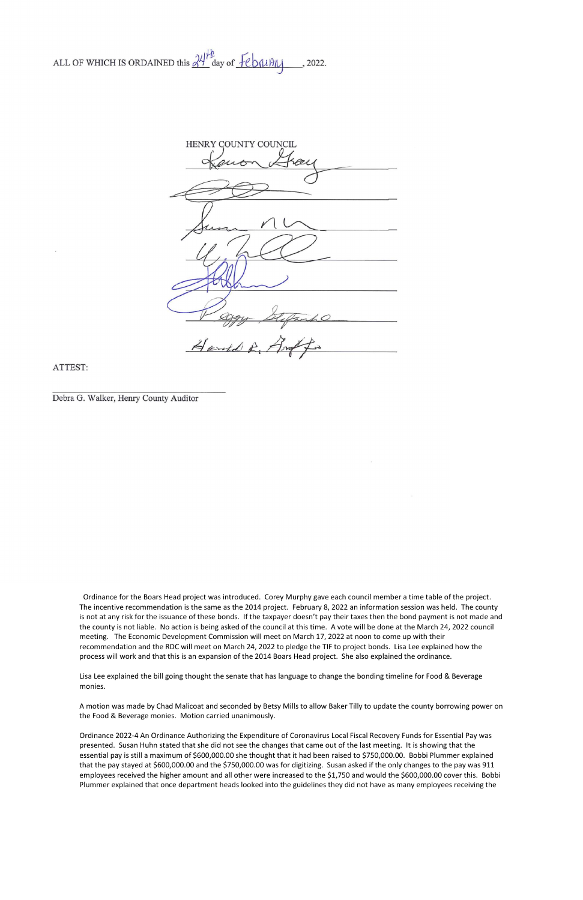ALL OF WHICH IS ORDAINED this 24th day of February, 2022.

HENRY COUNTY COUNCIL

Kevin Gray

_______________________________

Susan Huhn

_______________________________

_______________________________

Peggy Stefanko

Harold E. Kopp

ATTEST:

_______________________________
Debra G. Walker, Henry County Auditor

Ordinance for the Boars Head project was introduced. Corey Murphy gave each council member a time table of the project. The incentive recommendation is the same as the 2014 project. February 8, 2022 an information session was held. The county is not at any risk for the issuance of these bonds. If the taxpayer doesn't pay their taxes then the bond payment is not made and the county is not liable. No action is being asked of the council at this time. A vote will be done at the March 24, 2022 council meeting. The Economic Development Commission will meet on March 17, 2022 at noon to come up with their recommendation and the RDC will meet on March 24, 2022 to pledge the TIF to project bonds. Lisa Lee explained how the process will work and that this is an expansion of the 2014 Boars Head project. She also explained the ordinance.

Lisa Lee explained the bill going thought the senate that has language to change the bonding timeline for Food & Beverage monies.

A motion was made by Chad Malicoat and seconded by Betsy Mills to allow Baker Tilly to update the county borrowing power on the Food & Beverage monies. Motion carried unanimously.

Ordinance 2022-4 An Ordinance Authorizing the Expenditure of Coronavirus Local Fiscal Recovery Funds for Essential Pay was presented. Susan Huhn stated that she did not see the changes that came out of the last meeting. It is showing that the essential pay is still a maximum of $600,000.00 she thought that it had been raised to $750,000.00. Bobbi Plummer explained that the pay stayed at $600,000.00 and the $750,000.00 was for digitizing. Susan asked if the only changes to the pay was 911 employees received the higher amount and all other were increased to the $1,750 and would the $600,000.00 cover this. Bobbi Plummer explained that once department heads looked into the guidelines they did not have as many employees receiving the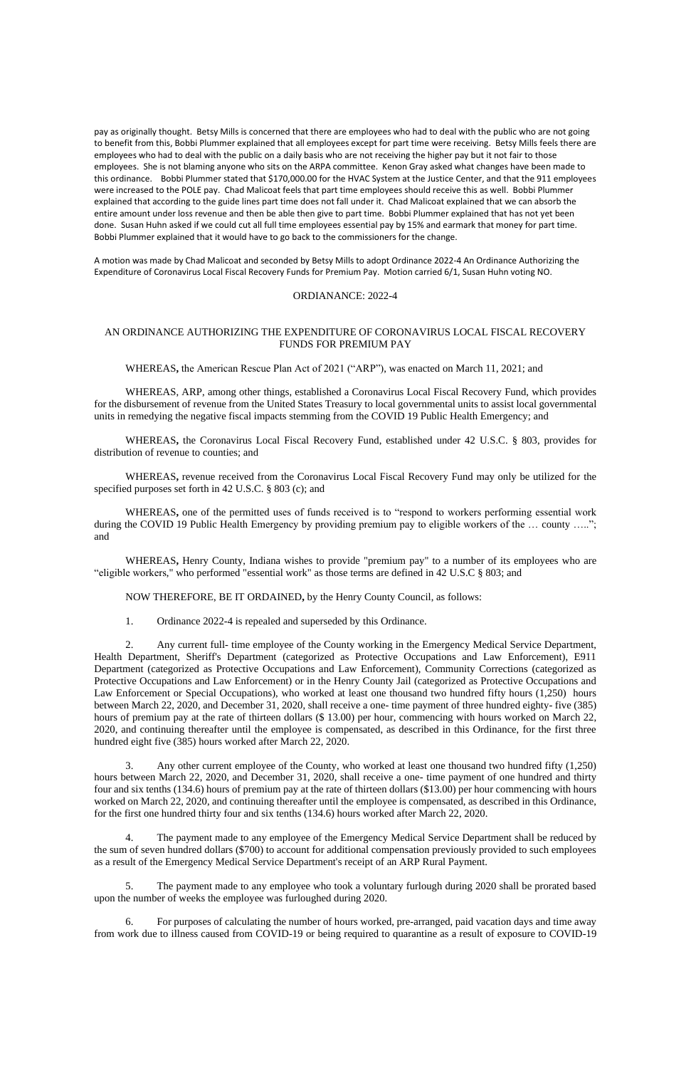pay as originally thought. Betsy Mills is concerned that there are employees who had to deal with the public who are not going to benefit from this, Bobbi Plummer explained that all employees except for part time were receiving. Betsy Mills feels there are employees who had to deal with the public on a daily basis who are not receiving the higher pay but it not fair to those employees. She is not blaming anyone who sits on the ARPA committee. Kenon Gray asked what changes have been made to this ordinance. Bobbi Plummer stated that $170,000.00 for the HVAC System at the Justice Center, and that the 911 employees were increased to the POLE pay. Chad Malicoat feels that part time employees should receive this as well. Bobbi Plummer explained that according to the guide lines part time does not fall under it. Chad Malicoat explained that we can absorb the entire amount under loss revenue and then be able then give to part time. Bobbi Plummer explained that has not yet been done. Susan Huhn asked if we could cut all full time employees essential pay by 15% and earmark that money for part time. Bobbi Plummer explained that it would have to go back to the commissioners for the change.

A motion was made by Chad Malicoat and seconded by Betsy Mills to adopt Ordinance 2022-4 An Ordinance Authorizing the Expenditure of Coronavirus Local Fiscal Recovery Funds for Premium Pay. Motion carried 6/1, Susan Huhn voting NO.

ORDIANANCE: 2022-4

AN ORDINANCE AUTHORIZING THE EXPENDITURE OF CORONAVIRUS LOCAL FISCAL RECOVERY FUNDS FOR PREMIUM PAY

WHEREAS**,** the American Rescue Plan Act of 2021 ("ARP"), was enacted on March 11, 2021; and

WHEREAS, ARP, among other things, established a Coronavirus Local Fiscal Recovery Fund, which provides for the disbursement of revenue from the United States Treasury to local governmental units to assist local governmental units in remedying the negative fiscal impacts stemming from the COVID 19 Public Health Emergency; and

WHEREAS**,** the Coronavirus Local Fiscal Recovery Fund, established under 42 U.S.C. § 803, provides for distribution of revenue to counties; and

WHEREAS**,** revenue received from the Coronavirus Local Fiscal Recovery Fund may only be utilized for the specified purposes set forth in 42 U.S.C. § 803 (c); and

WHEREAS**,** one of the permitted uses of funds received is to "respond to workers performing essential work during the COVID 19 Public Health Emergency by providing premium pay to eligible workers of the … county …..."; and

WHEREAS**,** Henry County, Indiana wishes to provide "premium pay" to a number of its employees who are "eligible workers," who performed "essential work" as those terms are defined in 42 U.S.C § 803; and

NOW THEREFORE, BE IT ORDAINED**,** by the Henry County Council, as follows:

1. Ordinance 2022-4 is repealed and superseded by this Ordinance.

2. Any current full- time employee of the County working in the Emergency Medical Service Department, Health Department, Sheriff's Department (categorized as Protective Occupations and Law Enforcement), E911 Department (categorized as Protective Occupations and Law Enforcement), Community Corrections (categorized as Protective Occupations and Law Enforcement) or in the Henry County Jail (categorized as Protective Occupations and Law Enforcement or Special Occupations), who worked at least one thousand two hundred fifty hours (1,250) hours between March 22, 2020, and December 31, 2020, shall receive a one- time payment of three hundred eighty- five (385) hours of premium pay at the rate of thirteen dollars ($ 13.00) per hour, commencing with hours worked on March 22, 2020, and continuing thereafter until the employee is compensated, as described in this Ordinance, for the first three hundred eight five (385) hours worked after March 22, 2020.

3. Any other current employee of the County, who worked at least one thousand two hundred fifty (1,250) hours between March 22, 2020, and December 31, 2020, shall receive a one- time payment of one hundred and thirty four and six tenths (134.6) hours of premium pay at the rate of thirteen dollars ($13.00) per hour commencing with hours worked on March 22, 2020, and continuing thereafter until the employee is compensated, as described in this Ordinance, for the first one hundred thirty four and six tenths (134.6) hours worked after March 22, 2020.

4. The payment made to any employee of the Emergency Medical Service Department shall be reduced by the sum of seven hundred dollars ($700) to account for additional compensation previously provided to such employees as a result of the Emergency Medical Service Department's receipt of an ARP Rural Payment.

5. The payment made to any employee who took a voluntary furlough during 2020 shall be prorated based upon the number of weeks the employee was furloughed during 2020.

6. For purposes of calculating the number of hours worked, pre-arranged, paid vacation days and time away from work due to illness caused from COVID-19 or being required to quarantine as a result of exposure to COVID-19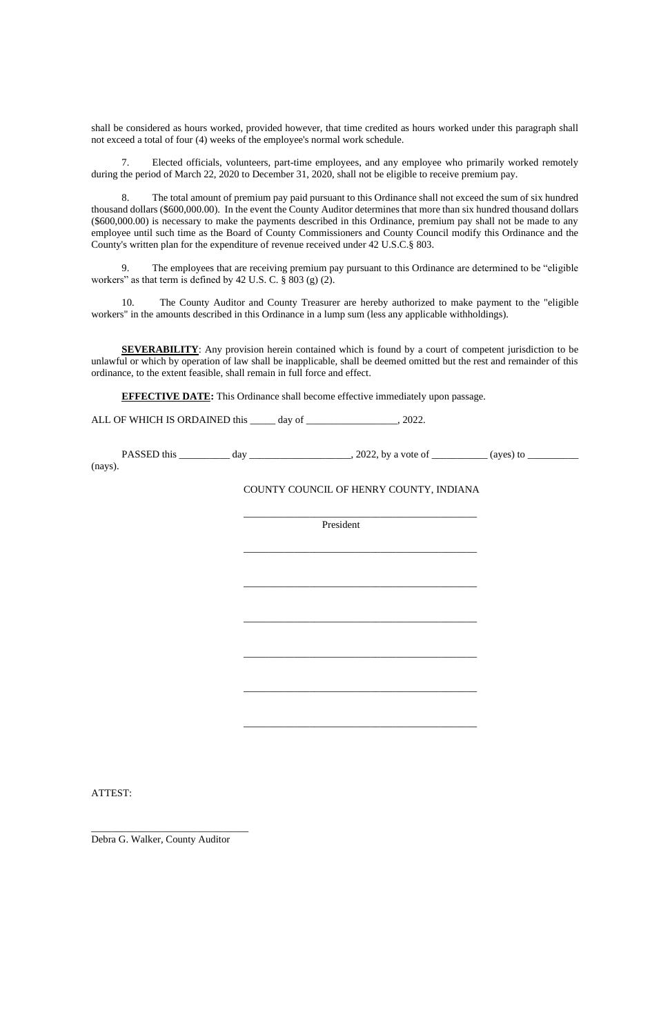shall be considered as hours worked, provided however, that time credited as hours worked under this paragraph shall not exceed a total of four (4) weeks of the employee's normal work schedule.

7. Elected officials, volunteers, part-time employees, and any employee who primarily worked remotely during the period of March 22, 2020 to December 31, 2020, shall not be eligible to receive premium pay.

8. The total amount of premium pay paid pursuant to this Ordinance shall not exceed the sum of six hundred thousand dollars ($600,000.00). In the event the County Auditor determines that more than six hundred thousand dollars ($600,000.00) is necessary to make the payments described in this Ordinance, premium pay shall not be made to any employee until such time as the Board of County Commissioners and County Council modify this Ordinance and the County's written plan for the expenditure of revenue received under 42 U.S.C.§ 803.

9. The employees that are receiving premium pay pursuant to this Ordinance are determined to be "eligible workers" as that term is defined by 42 U.S. C. § 803 (g) (2).

10. The County Auditor and County Treasurer are hereby authorized to make payment to the "eligible workers" in the amounts described in this Ordinance in a lump sum (less any applicable withholdings).

**SEVERABILITY**: Any provision herein contained which is found by a court of competent jurisdiction to be unlawful or which by operation of law shall be inapplicable, shall be deemed omitted but the rest and remainder of this ordinance, to the extent feasible, shall remain in full force and effect.

**EFFECTIVE DATE:** This Ordinance shall become effective immediately upon passage.

ALL OF WHICH IS ORDAINED this _____ day of __________________, 2022.

PASSED this __________ day ____________________, 2022, by a vote of ___________ (ayes) to __________ (nays).

COUNTY COUNCIL OF HENRY COUNTY, INDIANA

______________________________________________
President

______________________________________________

______________________________________________

______________________________________________

______________________________________________

______________________________________________

______________________________________________

ATTEST:

______________________________
Debra G. Walker, County Auditor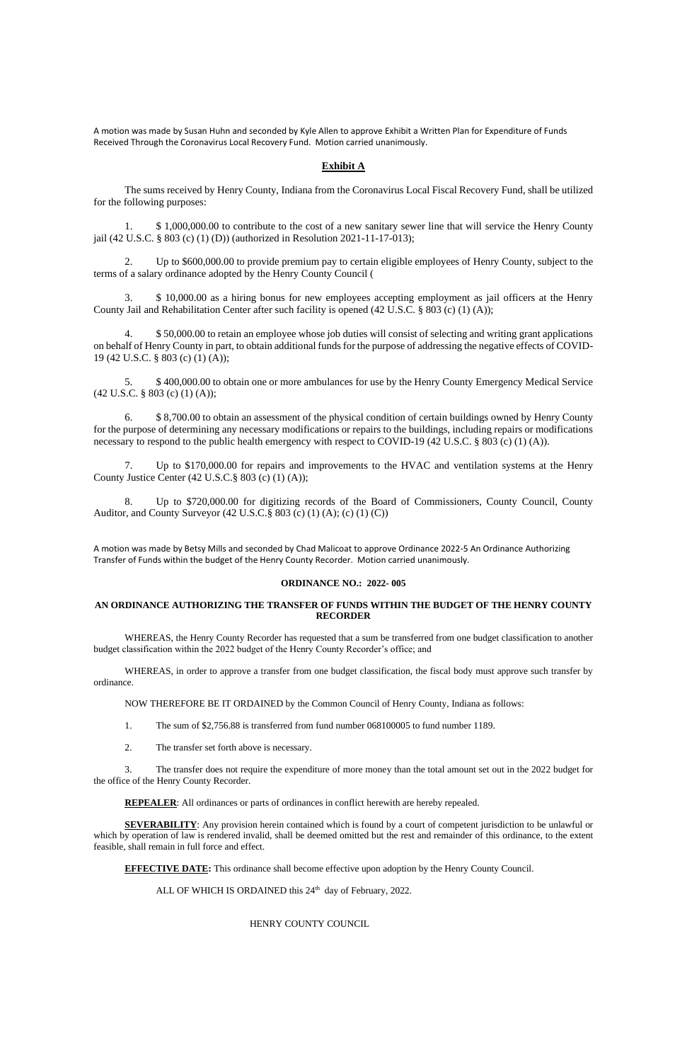A motion was made by Susan Huhn and seconded by Kyle Allen to approve Exhibit a Written Plan for Expenditure of Funds Received Through the Coronavirus Local Recovery Fund. Motion carried unanimously.

## **Exhibit A**

The sums received by Henry County, Indiana from the Coronavirus Local Fiscal Recovery Fund, shall be utilized for the following purposes:

1. $ 1,000,000.00 to contribute to the cost of a new sanitary sewer line that will service the Henry County jail (42 U.S.C. § 803 (c) (1) (D)) (authorized in Resolution 2021-11-17-013);

2. Up to $600,000.00 to provide premium pay to certain eligible employees of Henry County, subject to the terms of a salary ordinance adopted by the Henry County Council (

3. $ 10,000.00 as a hiring bonus for new employees accepting employment as jail officers at the Henry County Jail and Rehabilitation Center after such facility is opened (42 U.S.C. § 803 (c) (1) (A));

4. $ 50,000.00 to retain an employee whose job duties will consist of selecting and writing grant applications on behalf of Henry County in part, to obtain additional funds for the purpose of addressing the negative effects of COVID-19 (42 U.S.C. § 803 (c) (1) (A));

5. $ 400,000.00 to obtain one or more ambulances for use by the Henry County Emergency Medical Service (42 U.S.C. § 803 (c) (1) (A));

6. $ 8,700.00 to obtain an assessment of the physical condition of certain buildings owned by Henry County for the purpose of determining any necessary modifications or repairs to the buildings, including repairs or modifications necessary to respond to the public health emergency with respect to COVID-19 (42 U.S.C. § 803 (c) (1) (A)).

7. Up to $170,000.00 for repairs and improvements to the HVAC and ventilation systems at the Henry County Justice Center (42 U.S.C.§ 803 (c) (1) (A));

8. Up to $720,000.00 for digitizing records of the Board of Commissioners, County Council, County Auditor, and County Surveyor (42 U.S.C.§ 803 (c) (1) (A); (c) (1) (C))

A motion was made by Betsy Mills and seconded by Chad Malicoat to approve Ordinance 2022-5 An Ordinance Authorizing Transfer of Funds within the budget of the Henry County Recorder. Motion carried unanimously.

### **ORDINANCE NO.: 2022- 005**

### **AN ORDINANCE AUTHORIZING THE TRANSFER OF FUNDS WITHIN THE BUDGET OF THE HENRY COUNTY RECORDER**

WHEREAS, the Henry County Recorder has requested that a sum be transferred from one budget classification to another budget classification within the 2022 budget of the Henry County Recorder's office; and

WHEREAS, in order to approve a transfer from one budget classification, the fiscal body must approve such transfer by ordinance.

NOW THEREFORE BE IT ORDAINED by the Common Council of Henry County, Indiana as follows:

1. The sum of $2,756.88 is transferred from fund number 068100005 to fund number 1189.

2. The transfer set forth above is necessary.

3. The transfer does not require the expenditure of more money than the total amount set out in the 2022 budget for the office of the Henry County Recorder.

**REPEALER**: All ordinances or parts of ordinances in conflict herewith are hereby repealed.

**SEVERABILITY**: Any provision herein contained which is found by a court of competent jurisdiction to be unlawful or which by operation of law is rendered invalid, shall be deemed omitted but the rest and remainder of this ordinance, to the extent feasible, shall remain in full force and effect.

**EFFECTIVE DATE:** This ordinance shall become effective upon adoption by the Henry County Council.

ALL OF WHICH IS ORDAINED this 24th day of February, 2022.

HENRY COUNTY COUNCIL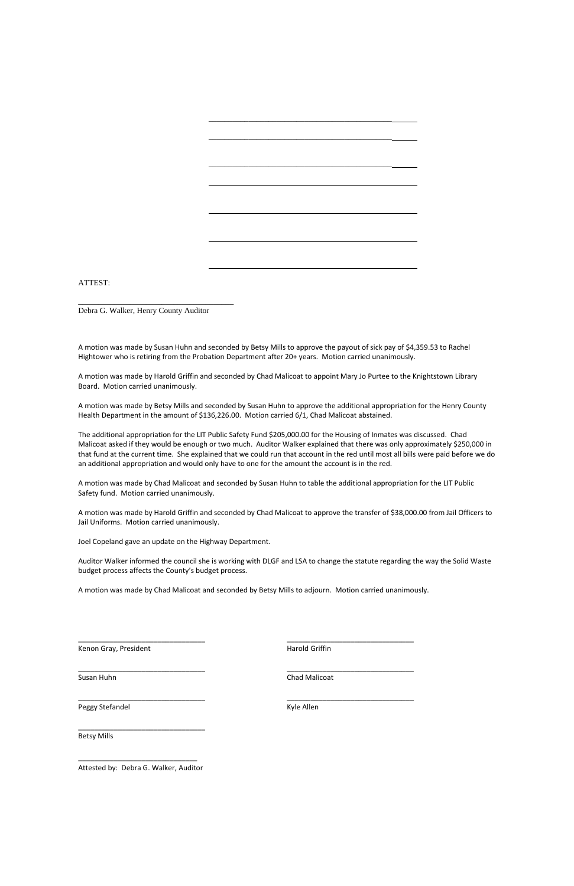ATTEST:

\_\_\_\_\_\_\_\_\_\_\_\_\_\_\_\_\_\_\_\_\_\_\_\_\_\_\_\_\_\_\_\_\_\_\_\_\_\_

Debra G. Walker, Henry County Auditor

A motion was made by Susan Huhn and seconded by Betsy Mills to approve the payout of sick pay of $4,359.53 to Rachel Hightower who is retiring from the Probation Department after 20+ years. Motion carried unanimously.

A motion was made by Harold Griffin and seconded by Chad Malicoat to appoint Mary Jo Purtee to the Knightstown Library Board. Motion carried unanimously.

A motion was made by Betsy Mills and seconded by Susan Huhn to approve the additional appropriation for the Henry County Health Department in the amount of $136,226.00. Motion carried 6/1, Chad Malicoat abstained.

The additional appropriation for the LIT Public Safety Fund $205,000.00 for the Housing of Inmates was discussed. Chad Malicoat asked if they would be enough or two much. Auditor Walker explained that there was only approximately $250,000 in that fund at the current time. She explained that we could run that account in the red until most all bills were paid before we do an additional appropriation and would only have to one for the amount the account is in the red.

A motion was made by Chad Malicoat and seconded by Susan Huhn to table the additional appropriation for the LIT Public Safety fund. Motion carried unanimously.

A motion was made by Harold Griffin and seconded by Chad Malicoat to approve the transfer of $38,000.00 from Jail Officers to Jail Uniforms. Motion carried unanimously.

Joel Copeland gave an update on the Highway Department.

Auditor Walker informed the council she is working with DLGF and LSA to change the statute regarding the way the Solid Waste budget process affects the County's budget process.

A motion was made by Chad Malicoat and seconded by Betsy Mills to adjourn. Motion carried unanimously.

| | |
|---|---|
| \_\_\_\_\_\_\_\_\_\_\_\_\_\_\_\_\_\_\_\_\_\_\_\_\_\_\_\_\_\_\_ | \_\_\_\_\_\_\_\_\_\_\_\_\_\_\_\_\_\_\_\_\_\_\_\_\_\_\_\_\_\_\_ |
| Kenon Gray, President | Harold Griffin |
| \_\_\_\_\_\_\_\_\_\_\_\_\_\_\_\_\_\_\_\_\_\_\_\_\_\_\_\_\_\_\_ | \_\_\_\_\_\_\_\_\_\_\_\_\_\_\_\_\_\_\_\_\_\_\_\_\_\_\_\_\_\_\_ |
| Susan Huhn | Chad Malicoat |
| \_\_\_\_\_\_\_\_\_\_\_\_\_\_\_\_\_\_\_\_\_\_\_\_\_\_\_\_\_\_\_ | \_\_\_\_\_\_\_\_\_\_\_\_\_\_\_\_\_\_\_\_\_\_\_\_\_\_\_\_\_\_\_ |
| Peggy Stefandel | Kyle Allen |
| \_\_\_\_\_\_\_\_\_\_\_\_\_\_\_\_\_\_\_\_\_\_\_\_\_\_\_\_\_\_\_ | |
| Betsy Mills | |

\_\_\_\_\_\_\_\_\_\_\_\_\_\_\_\_\_\_\_\_\_\_\_\_\_\_\_\_\_\_

Attested by: Debra G. Walker, Auditor